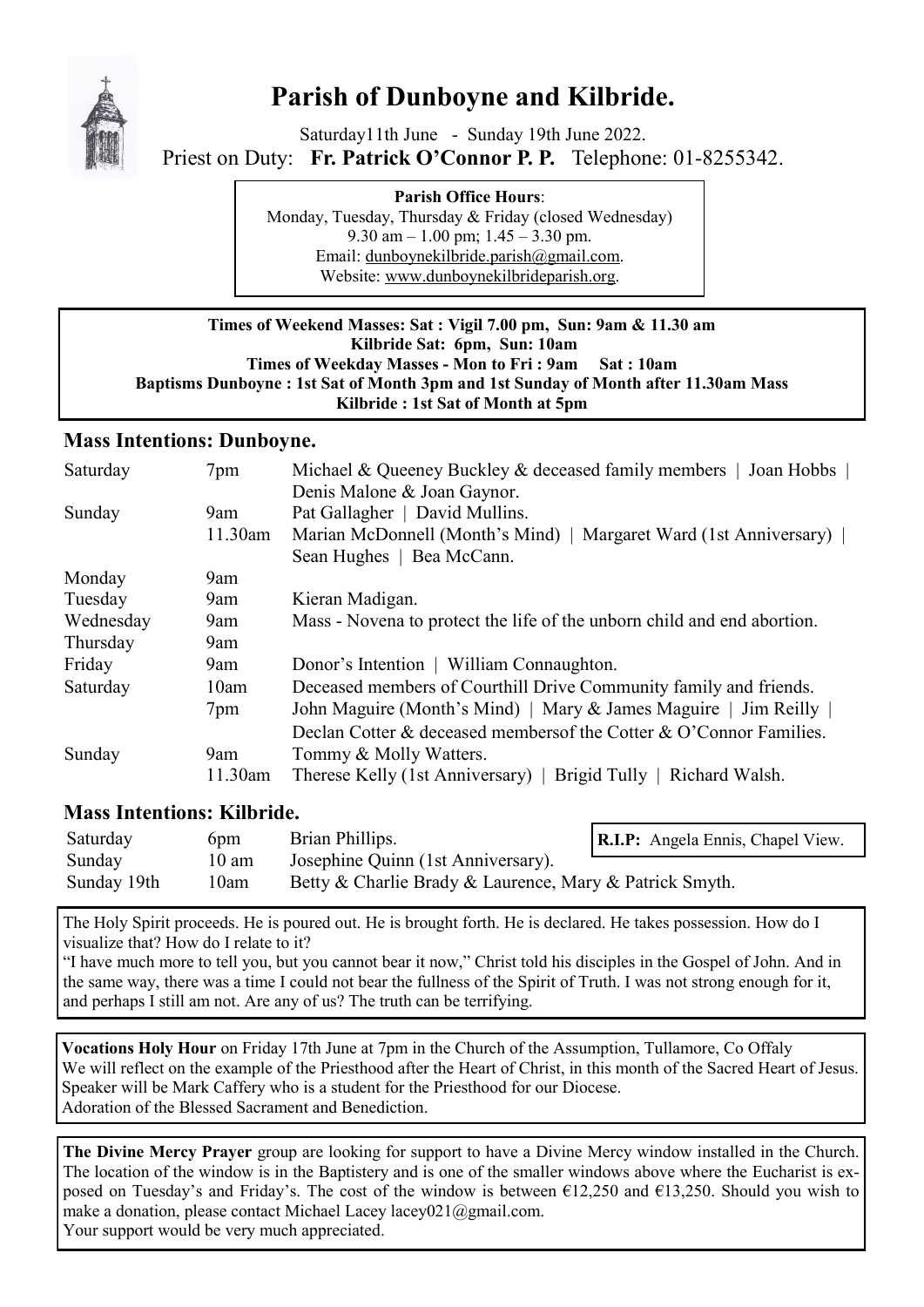# Parish of Dunboyne and Kilbride.

Saturday11th June - Sunday 19th June 2022.

Priest on Duty: **Fr. Patrick O'Connor P. P.** Telephone: 01-8255342.

**Parish Office Hours**:
Monday, Tuesday, Thursday & Friday (closed Wednesday)
9.30 am – 1.00 pm; 1.45 – 3.30 pm.
Email: dunboynekilbride.parish@gmail.com.
Website: www.dunboynekilbrideparish.org.

**Times of Weekend Masses: Sat : Vigil 7.00 pm, Sun: 9am & 11.30 am**
**Kilbride Sat: 6pm, Sun: 10am**
**Times of Weekday Masses - Mon to Fri : 9am Sat : 10am**
**Baptisms Dunboyne : 1st Sat of Month 3pm and 1st Sunday of Month after 11.30am Mass**
**Kilbride : 1st Sat of Month at 5pm**

## Mass Intentions: Dunboyne.

| | | |
|---|---|---|
| Saturday | 7pm | Michael & Queeney Buckley & deceased family members \| Joan Hobbs \| Denis Malone & Joan Gaynor. |
| Sunday | 9am | Pat Gallagher \| David Mullins. |
| | 11.30am | Marian McDonnell (Month's Mind) \| Margaret Ward (1st Anniversary) \| Sean Hughes \| Bea McCann. |
| Monday | 9am | |
| Tuesday | 9am | Kieran Madigan. |
| Wednesday | 9am | Mass - Novena to protect the life of the unborn child and end abortion. |
| Thursday | 9am | |
| Friday | 9am | Donor's Intention \| William Connaughton. |
| Saturday | 10am | Deceased members of Courthill Drive Community family and friends. |
| | 7pm | John Maguire (Month's Mind) \| Mary & James Maguire \| Jim Reilly \| Declan Cotter & deceased membersof the Cotter & O'Connor Families. |
| Sunday | 9am | Tommy & Molly Watters. |
| | 11.30am | Therese Kelly (1st Anniversary) \| Brigid Tully \| Richard Walsh. |

## Mass Intentions: Kilbride.

| | | |
|---|---|---|
| Saturday | 6pm | Brian Phillips. |
| Sunday | 10 am | Josephine Quinn (1st Anniversary). |
| Sunday 19th | 10am | Betty & Charlie Brady & Laurence, Mary & Patrick Smyth. |

**R.I.P:** Angela Ennis, Chapel View.

The Holy Spirit proceeds. He is poured out. He is brought forth. He is declared. He takes possession. How do I visualize that? How do I relate to it?
"I have much more to tell you, but you cannot bear it now," Christ told his disciples in the Gospel of John. And in the same way, there was a time I could not bear the fullness of the Spirit of Truth. I was not strong enough for it, and perhaps I still am not. Are any of us? The truth can be terrifying.

**Vocations Holy Hour** on Friday 17th June at 7pm in the Church of the Assumption, Tullamore, Co Offaly
We will reflect on the example of the Priesthood after the Heart of Christ, in this month of the Sacred Heart of Jesus. Speaker will be Mark Caffery who is a student for the Priesthood for our Diocese.
Adoration of the Blessed Sacrament and Benediction.

**The Divine Mercy Prayer** group are looking for support to have a Divine Mercy window installed in the Church. The location of the window is in the Baptistery and is one of the smaller windows above where the Eucharist is exposed on Tuesday's and Friday's. The cost of the window is between €12,250 and €13,250. Should you wish to make a donation, please contact Michael Lacey lacey021@gmail.com.
Your support would be very much appreciated.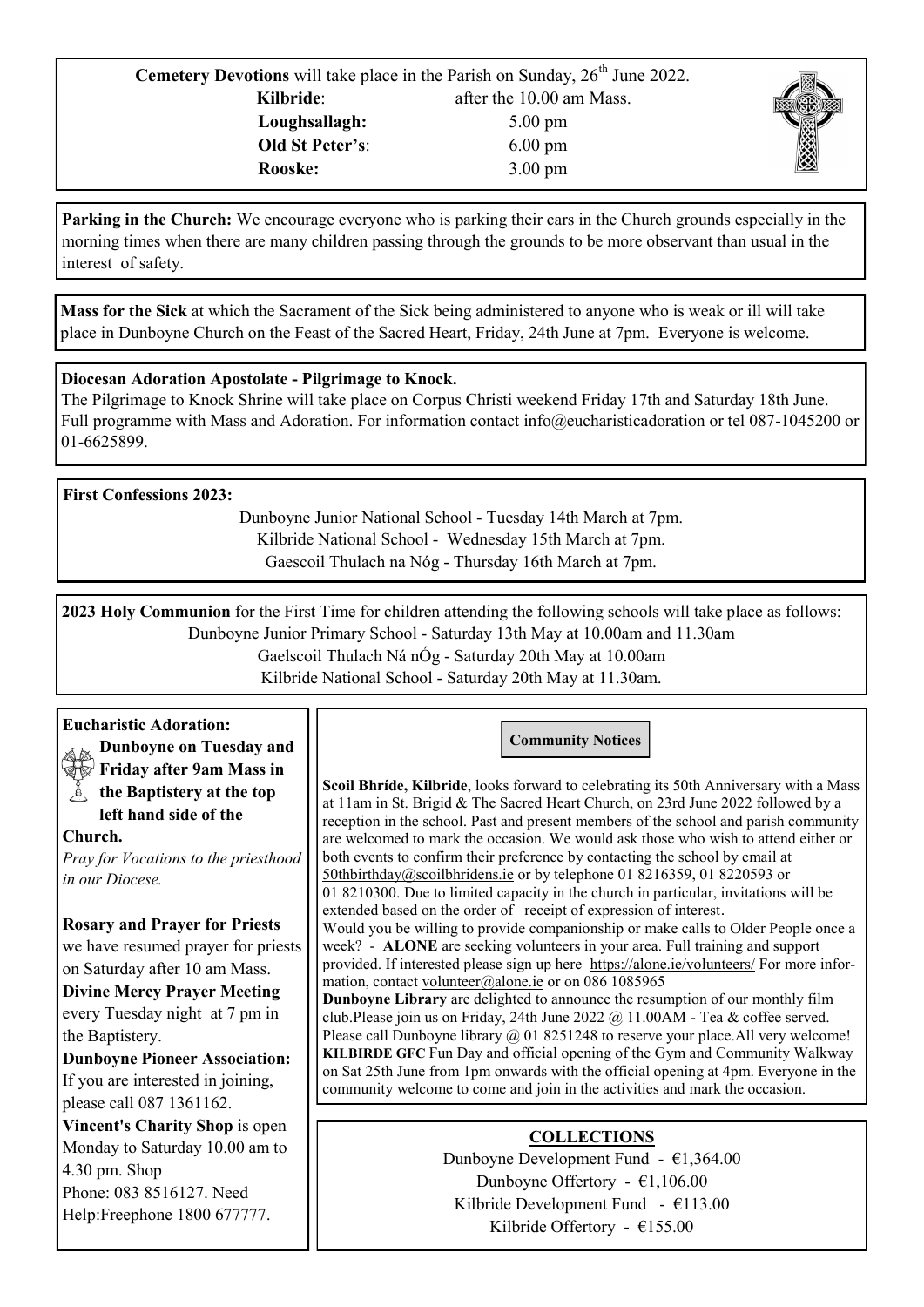**Cemetery Devotions** will take place in the Parish on Sunday, 26th June 2022.

| | |
|---|---|
| **Kilbride**: | after the 10.00 am Mass. |
| **Loughsallagh:** | 5.00 pm |
| **Old St Peter's**: | 6.00 pm |
| **Rooske:** | 3.00 pm |

**Parking in the Church:** We encourage everyone who is parking their cars in the Church grounds especially in the morning times when there are many children passing through the grounds to be more observant than usual in the interest of safety.

**Mass for the Sick** at which the Sacrament of the Sick being administered to anyone who is weak or ill will take place in Dunboyne Church on the Feast of the Sacred Heart, Friday, 24th June at 7pm. Everyone is welcome.

**Diocesan Adoration Apostolate - Pilgrimage to Knock.**
The Pilgrimage to Knock Shrine will take place on Corpus Christi weekend Friday 17th and Saturday 18th June. Full programme with Mass and Adoration. For information contact info@eucharisticadoration or tel 087-1045200 or 01-6625899.

**First Confessions 2023:**

Dunboyne Junior National School - Tuesday 14th March at 7pm.
Kilbride National School - Wednesday 15th March at 7pm.
Gaescoil Thulach na Nóg - Thursday 16th March at 7pm.

**2023 Holy Communion** for the First Time for children attending the following schools will take place as follows:
Dunboyne Junior Primary School - Saturday 13th May at 10.00am and 11.30am
Gaelscoil Thulach Ná nÓg - Saturday 20th May at 10.00am
Kilbride National School - Saturday 20th May at 11.30am.

**Eucharistic Adoration:**
**Dunboyne on Tuesday and Friday after 9am Mass in the Baptistery at the top left hand side of the Church.**
*Pray for Vocations to the priesthood in our Diocese.*

**Rosary and Prayer for Priests** we have resumed prayer for priests on Saturday after 10 am Mass.
**Divine Mercy Prayer Meeting** every Tuesday night at 7 pm in the Baptistery.
**Dunboyne Pioneer Association:** If you are interested in joining, please call 087 1361162.
**Vincent's Charity Shop** is open Monday to Saturday 10.00 am to 4.30 pm. Shop Phone: 083 8516127. Need Help:Freephone 1800 677777.

**Community Notices**

**Scoil Bhríde, Kilbride**, looks forward to celebrating its 50th Anniversary with a Mass at 11am in St. Brigid & The Sacred Heart Church, on 23rd June 2022 followed by a reception in the school. Past and present members of the school and parish community are welcomed to mark the occasion. We would ask those who wish to attend either or both events to confirm their preference by contacting the school by email at 50thbirthday@scoilbhridens.ie or by telephone 01 8216359, 01 8220593 or 01 8210300. Due to limited capacity in the church in particular, invitations will be extended based on the order of receipt of expression of interest.
Would you be willing to provide companionship or make calls to Older People once a week? - **ALONE** are seeking volunteers in your area. Full training and support provided. If interested please sign up here https://alone.ie/volunteers/ For more information, contact volunteer@alone.ie or on 086 1085965
**Dunboyne Library** are delighted to announce the resumption of our monthly film club.Please join us on Friday, 24th June 2022 @ 11.00AM - Tea & coffee served. Please call Dunboyne library @ 01 8251248 to reserve your place.All very welcome!
**KILBIRDE GFC** Fun Day and official opening of the Gym and Community Walkway on Sat 25th June from 1pm onwards with the official opening at 4pm. Everyone in the community welcome to come and join in the activities and mark the occasion.

**COLLECTIONS**

Dunboyne Development Fund - €1,364.00
Dunboyne Offertory - €1,106.00
Kilbride Development Fund - €113.00
Kilbride Offertory - €155.00